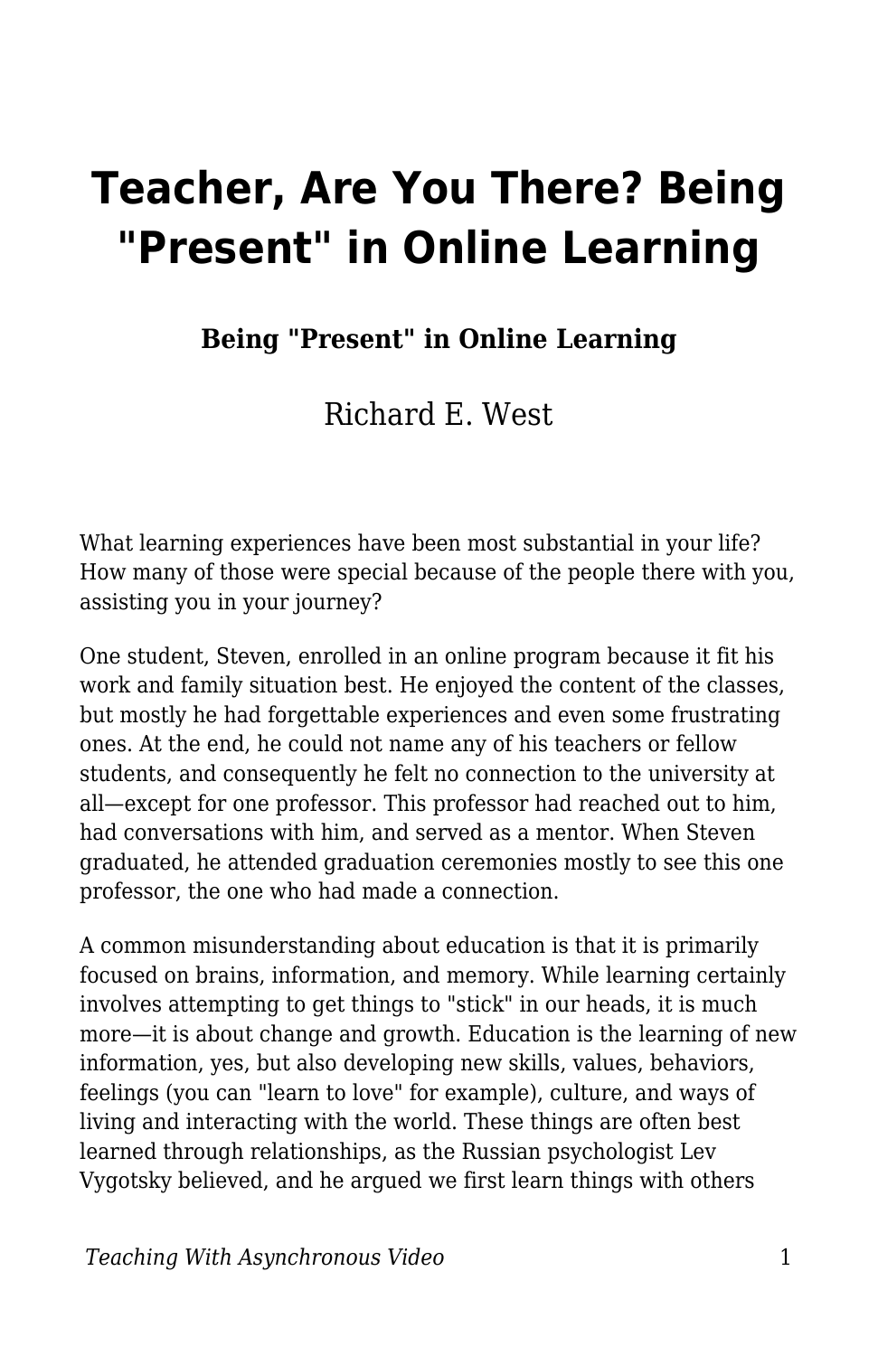# Teacher, Are You There? Being "Present" in Online Learning

**Being "Present" in Online Learning**

Richard E. West

What learning experiences have been most substantial in your life? How many of those were special because of the people there with you, assisting you in your journey?

One student, Steven, enrolled in an online program because it fit his work and family situation best. He enjoyed the content of the classes, but mostly he had forgettable experiences and even some frustrating ones. At the end, he could not name any of his teachers or fellow students, and consequently he felt no connection to the university at all—except for one professor. This professor had reached out to him, had conversations with him, and served as a mentor. When Steven graduated, he attended graduation ceremonies mostly to see this one professor, the one who had made a connection.

A common misunderstanding about education is that it is primarily focused on brains, information, and memory. While learning certainly involves attempting to get things to "stick" in our heads, it is much more—it is about change and growth. Education is the learning of new information, yes, but also developing new skills, values, behaviors, feelings (you can "learn to love" for example), culture, and ways of living and interacting with the world. These things are often best learned through relationships, as the Russian psychologist Lev Vygotsky believed, and he argued we first learn things with others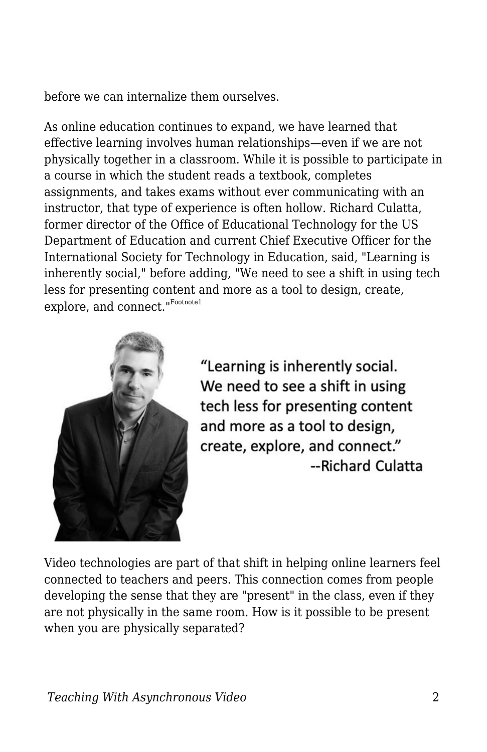before we can internalize them ourselves.

As online education continues to expand, we have learned that effective learning involves human relationships—even if we are not physically together in a classroom. While it is possible to participate in a course in which the student reads a textbook, completes assignments, and takes exams without ever communicating with an instructor, that type of experience is often hollow. Richard Culatta, former director of the Office of Educational Technology for the US Department of Education and current Chief Executive Officer for the International Society for Technology in Education, said, "Learning is inherently social," before adding, "We need to see a shift in using tech less for presenting content and more as a tool to design, create, explore, and connect."[Footnote1]

> "Learning is inherently social. We need to see a shift in using tech less for presenting content and more as a tool to design, create, explore, and connect."
> --Richard Culatta

Video technologies are part of that shift in helping online learners feel connected to teachers and peers. This connection comes from people developing the sense that they are "present" in the class, even if they are not physically in the same room. How is it possible to be present when you are physically separated?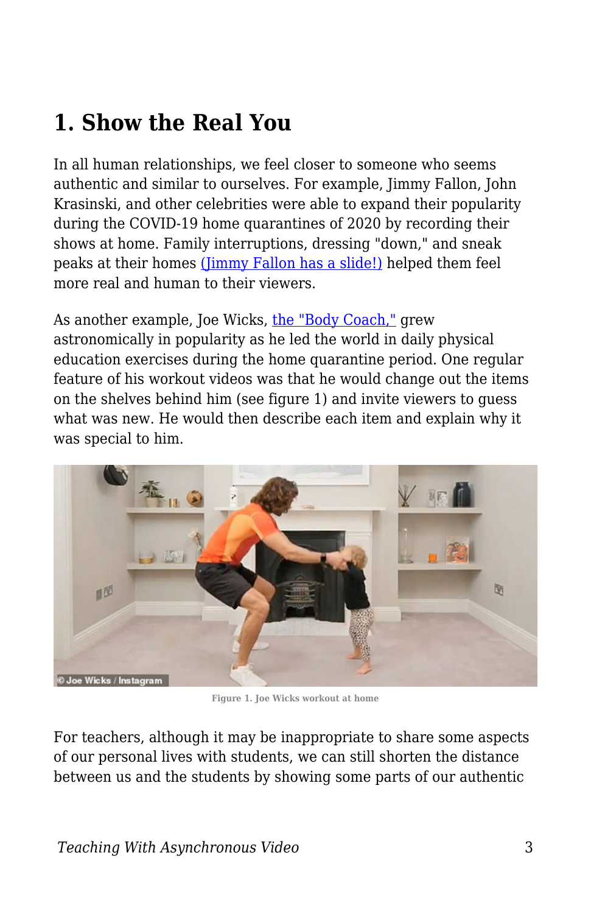## 1. Show the Real You

In all human relationships, we feel closer to someone who seems authentic and similar to ourselves. For example, Jimmy Fallon, John Krasinski, and other celebrities were able to expand their popularity during the COVID-19 home quarantines of 2020 by recording their shows at home. Family interruptions, dressing "down," and sneak peaks at their homes (Jimmy Fallon has a slide!) helped them feel more real and human to their viewers.

As another example, Joe Wicks, the "Body Coach," grew astronomically in popularity as he led the world in daily physical education exercises during the home quarantine period. One regular feature of his workout videos was that he would change out the items on the shelves behind him (see figure 1) and invite viewers to guess what was new. He would then describe each item and explain why it was special to him.

Figure 1. Joe Wicks workout at home

For teachers, although it may be inappropriate to share some aspects of our personal lives with students, we can still shorten the distance between us and the students by showing some parts of our authentic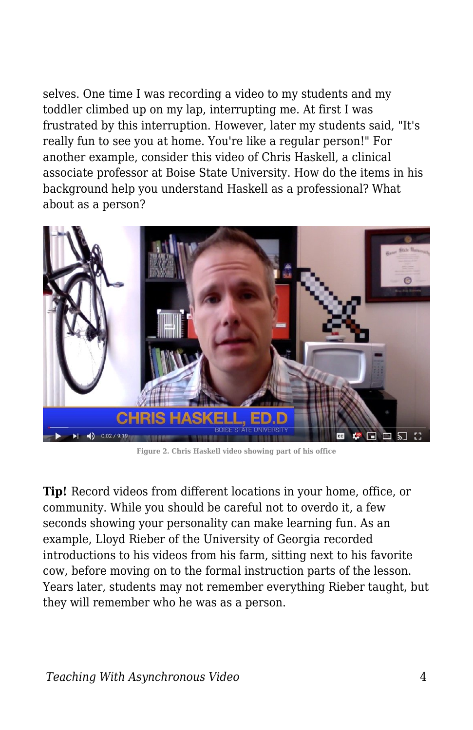selves. One time I was recording a video to my students and my toddler climbed up on my lap, interrupting me. At first I was frustrated by this interruption. However, later my students said, "It's really fun to see you at home. You're like a regular person!" For another example, consider this video of Chris Haskell, a clinical associate professor at Boise State University. How do the items in his background help you understand Haskell as a professional? What about as a person?

Figure 2. Chris Haskell video showing part of his office

**Tip!** Record videos from different locations in your home, office, or community. While you should be careful not to overdo it, a few seconds showing your personality can make learning fun. As an example, Lloyd Rieber of the University of Georgia recorded introductions to his videos from his farm, sitting next to his favorite cow, before moving on to the formal instruction parts of the lesson. Years later, students may not remember everything Rieber taught, but they will remember who he was as a person.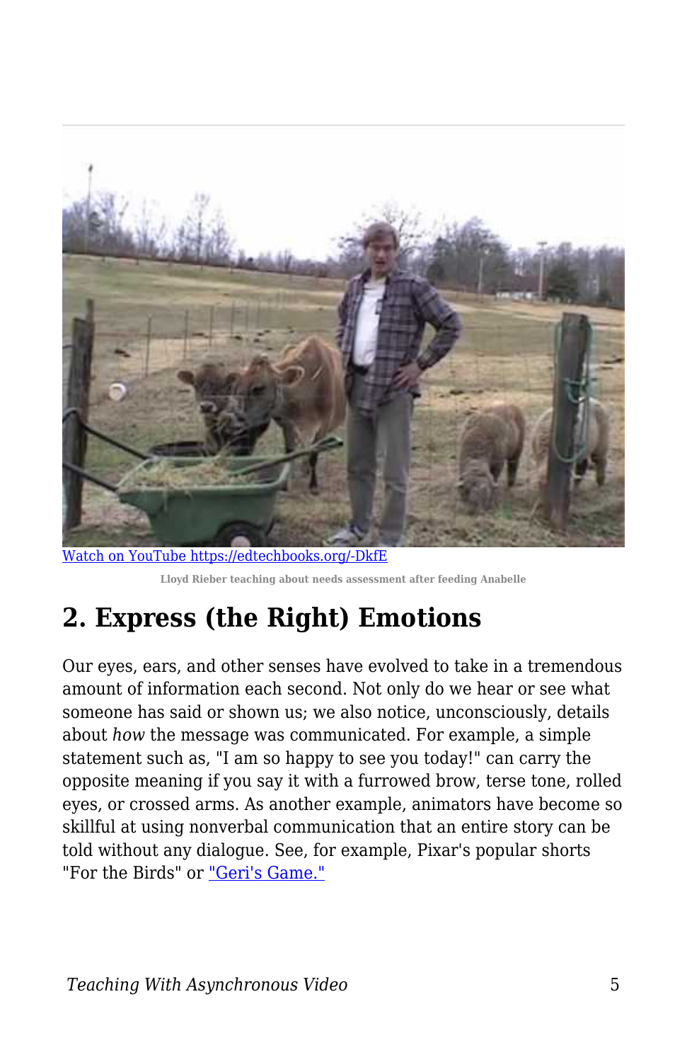[Watch on YouTube https://edtechbooks.org/-DkfE](https://edtechbooks.org/-DkfE)

Lloyd Rieber teaching about needs assessment after feeding Anabelle

## 2. Express (the Right) Emotions

Our eyes, ears, and other senses have evolved to take in a tremendous amount of information each second. Not only do we hear or see what someone has said or shown us; we also notice, unconsciously, details about *how* the message was communicated. For example, a simple statement such as, "I am so happy to see you today!" can carry the opposite meaning if you say it with a furrowed brow, terse tone, rolled eyes, or crossed arms. As another example, animators have become so skillful at using nonverbal communication that an entire story can be told without any dialogue. See, for example, Pixar's popular shorts "For the Birds" or "Geri's Game."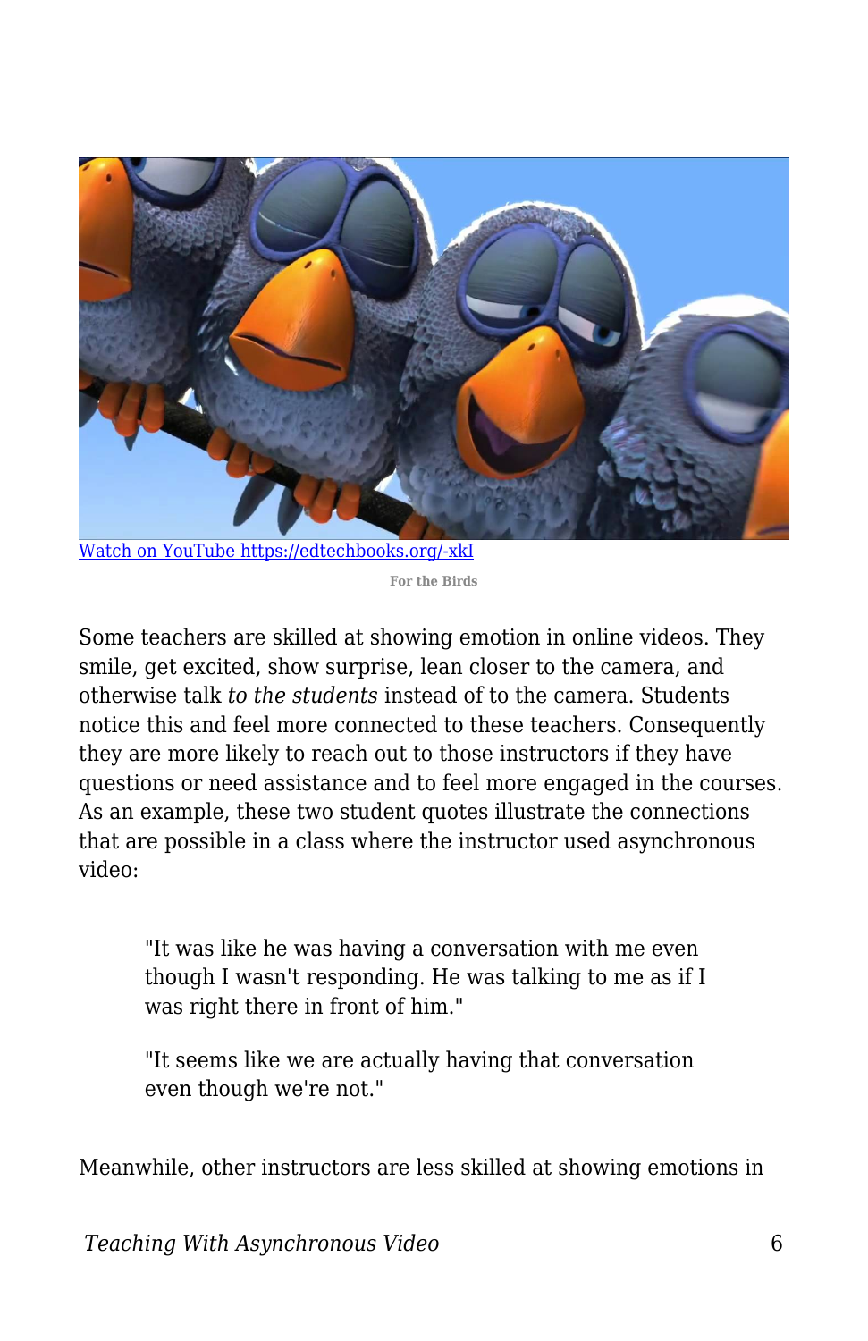[Watch on YouTube https://edtechbooks.org/-xkI](https://edtechbooks.org/-xkI)

For the Birds

Some teachers are skilled at showing emotion in online videos. They smile, get excited, show surprise, lean closer to the camera, and otherwise talk *to the students* instead of to the camera. Students notice this and feel more connected to these teachers. Consequently they are more likely to reach out to those instructors if they have questions or need assistance and to feel more engaged in the courses. As an example, these two student quotes illustrate the connections that are possible in a class where the instructor used asynchronous video:

> "It was like he was having a conversation with me even though I wasn't responding. He was talking to me as if I was right there in front of him."
>
> "It seems like we are actually having that conversation even though we're not."

Meanwhile, other instructors are less skilled at showing emotions in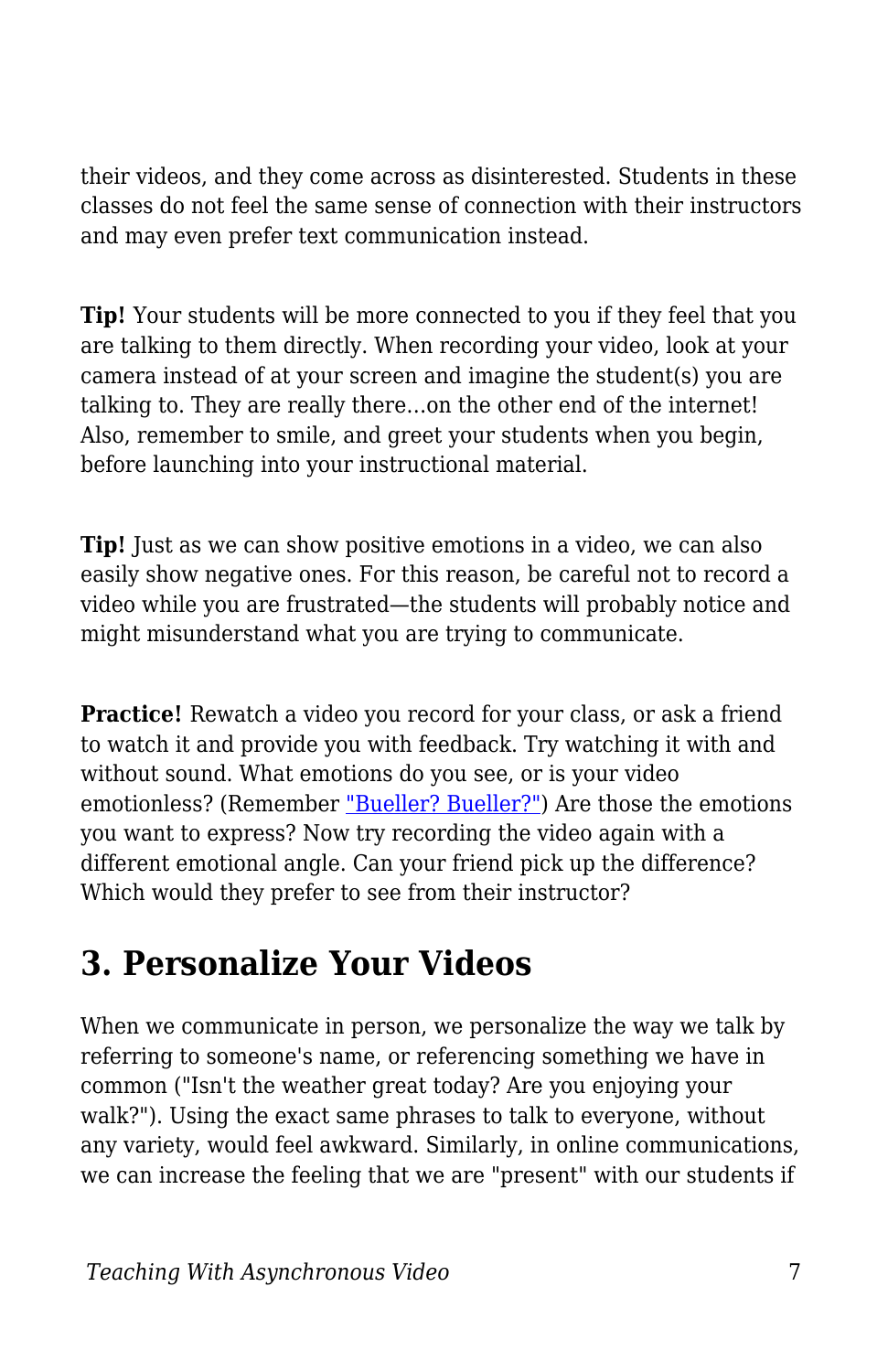their videos, and they come across as disinterested. Students in these classes do not feel the same sense of connection with their instructors and may even prefer text communication instead.

**Tip!** Your students will be more connected to you if they feel that you are talking to them directly. When recording your video, look at your camera instead of at your screen and imagine the student(s) you are talking to. They are really there…on the other end of the internet! Also, remember to smile, and greet your students when you begin, before launching into your instructional material.

**Tip!** Just as we can show positive emotions in a video, we can also easily show negative ones. For this reason, be careful not to record a video while you are frustrated—the students will probably notice and might misunderstand what you are trying to communicate.

**Practice!** Rewatch a video you record for your class, or ask a friend to watch it and provide you with feedback. Try watching it with and without sound. What emotions do you see, or is your video emotionless? (Remember "Bueller? Bueller?") Are those the emotions you want to express? Now try recording the video again with a different emotional angle. Can your friend pick up the difference? Which would they prefer to see from their instructor?

## 3. Personalize Your Videos

When we communicate in person, we personalize the way we talk by referring to someone's name, or referencing something we have in common ("Isn't the weather great today? Are you enjoying your walk?"). Using the exact same phrases to talk to everyone, without any variety, would feel awkward. Similarly, in online communications, we can increase the feeling that we are "present" with our students if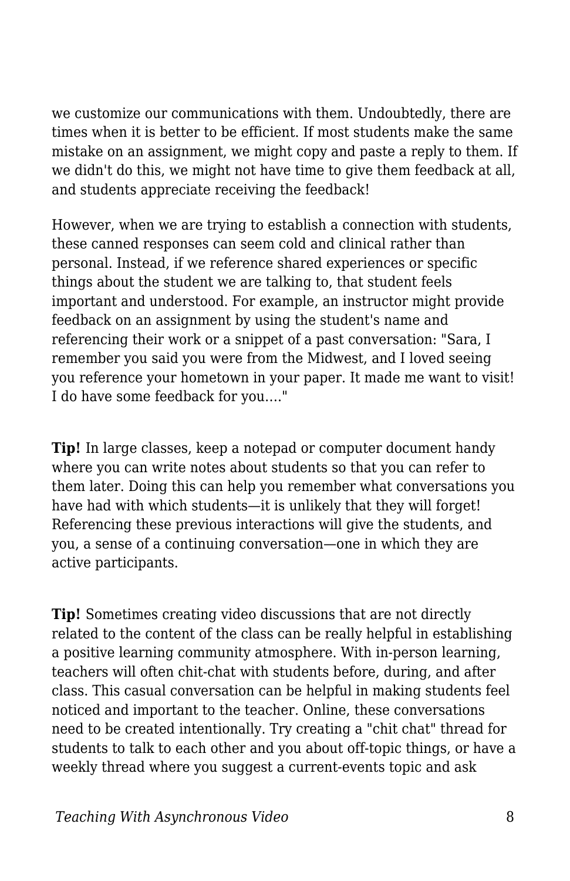we customize our communications with them. Undoubtedly, there are times when it is better to be efficient. If most students make the same mistake on an assignment, we might copy and paste a reply to them. If we didn't do this, we might not have time to give them feedback at all, and students appreciate receiving the feedback!

However, when we are trying to establish a connection with students, these canned responses can seem cold and clinical rather than personal. Instead, if we reference shared experiences or specific things about the student we are talking to, that student feels important and understood. For example, an instructor might provide feedback on an assignment by using the student's name and referencing their work or a snippet of a past conversation: "Sara, I remember you said you were from the Midwest, and I loved seeing you reference your hometown in your paper. It made me want to visit! I do have some feedback for you…."

**Tip!** In large classes, keep a notepad or computer document handy where you can write notes about students so that you can refer to them later. Doing this can help you remember what conversations you have had with which students—it is unlikely that they will forget! Referencing these previous interactions will give the students, and you, a sense of a continuing conversation—one in which they are active participants.

**Tip!** Sometimes creating video discussions that are not directly related to the content of the class can be really helpful in establishing a positive learning community atmosphere. With in-person learning, teachers will often chit-chat with students before, during, and after class. This casual conversation can be helpful in making students feel noticed and important to the teacher. Online, these conversations need to be created intentionally. Try creating a "chit chat" thread for students to talk to each other and you about off-topic things, or have a weekly thread where you suggest a current-events topic and ask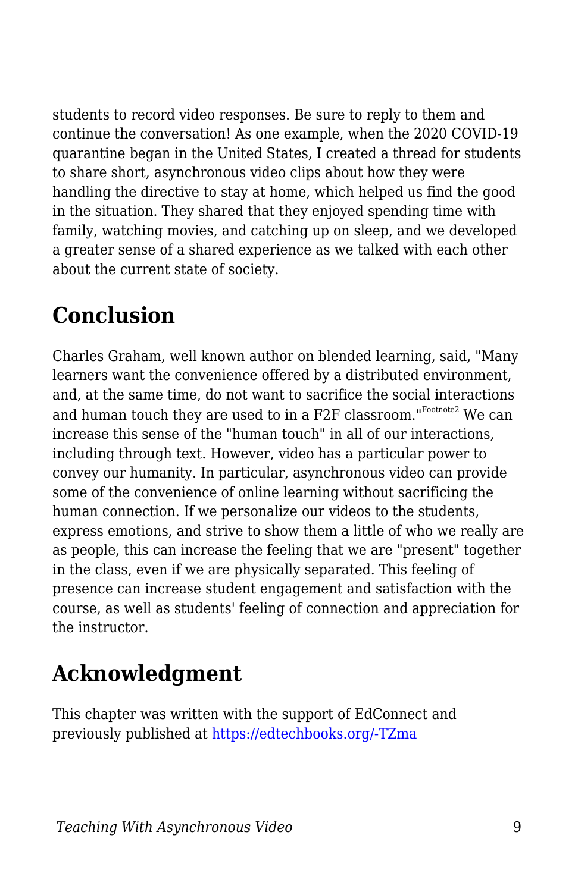students to record video responses. Be sure to reply to them and continue the conversation! As one example, when the 2020 COVID-19 quarantine began in the United States, I created a thread for students to share short, asynchronous video clips about how they were handling the directive to stay at home, which helped us find the good in the situation. They shared that they enjoyed spending time with family, watching movies, and catching up on sleep, and we developed a greater sense of a shared experience as we talked with each other about the current state of society.

## Conclusion

Charles Graham, well known author on blended learning, said, "Many learners want the convenience offered by a distributed environment, and, at the same time, do not want to sacrifice the social interactions and human touch they are used to in a F2F classroom."[Footnote2] We can increase this sense of the "human touch" in all of our interactions, including through text. However, video has a particular power to convey our humanity. In particular, asynchronous video can provide some of the convenience of online learning without sacrificing the human connection. If we personalize our videos to the students, express emotions, and strive to show them a little of who we really are as people, this can increase the feeling that we are "present" together in the class, even if we are physically separated. This feeling of presence can increase student engagement and satisfaction with the course, as well as students' feeling of connection and appreciation for the instructor.

## Acknowledgment

This chapter was written with the support of EdConnect and previously published at [https://edtechbooks.org/-TZma](https://edtechbooks.org/-TZma)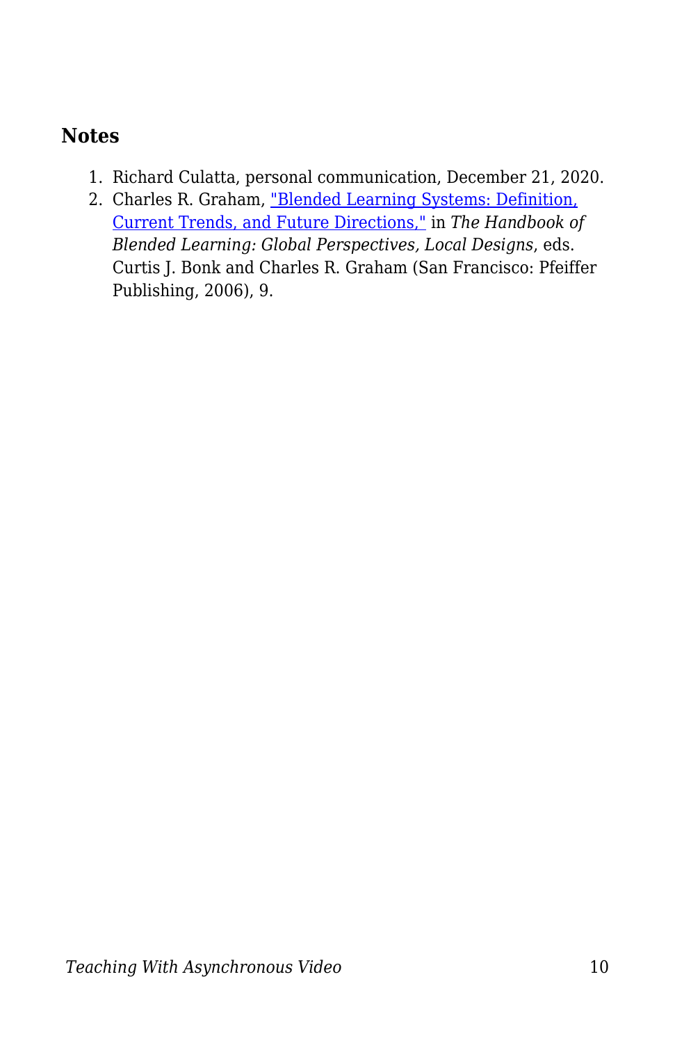### Notes

1. Richard Culatta, personal communication, December 21, 2020.
2. Charles R. Graham, "Blended Learning Systems: Definition, Current Trends, and Future Directions," in *The Handbook of Blended Learning: Global Perspectives, Local Designs*, eds. Curtis J. Bonk and Charles R. Graham (San Francisco: Pfeiffer Publishing, 2006), 9.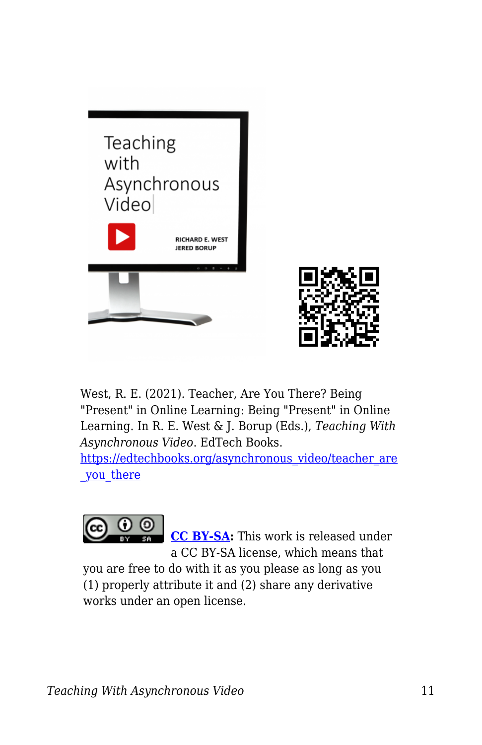West, R. E. (2021). Teacher, Are You There? Being "Present" in Online Learning: Being "Present" in Online Learning. In R. E. West & J. Borup (Eds.), *Teaching With Asynchronous Video*. EdTech Books. https://edtechbooks.org/asynchronous_video/teacher_are_you_there

**CC BY-SA:** This work is released under a CC BY-SA license, which means that you are free to do with it as you please as long as you (1) properly attribute it and (2) share any derivative works under an open license.